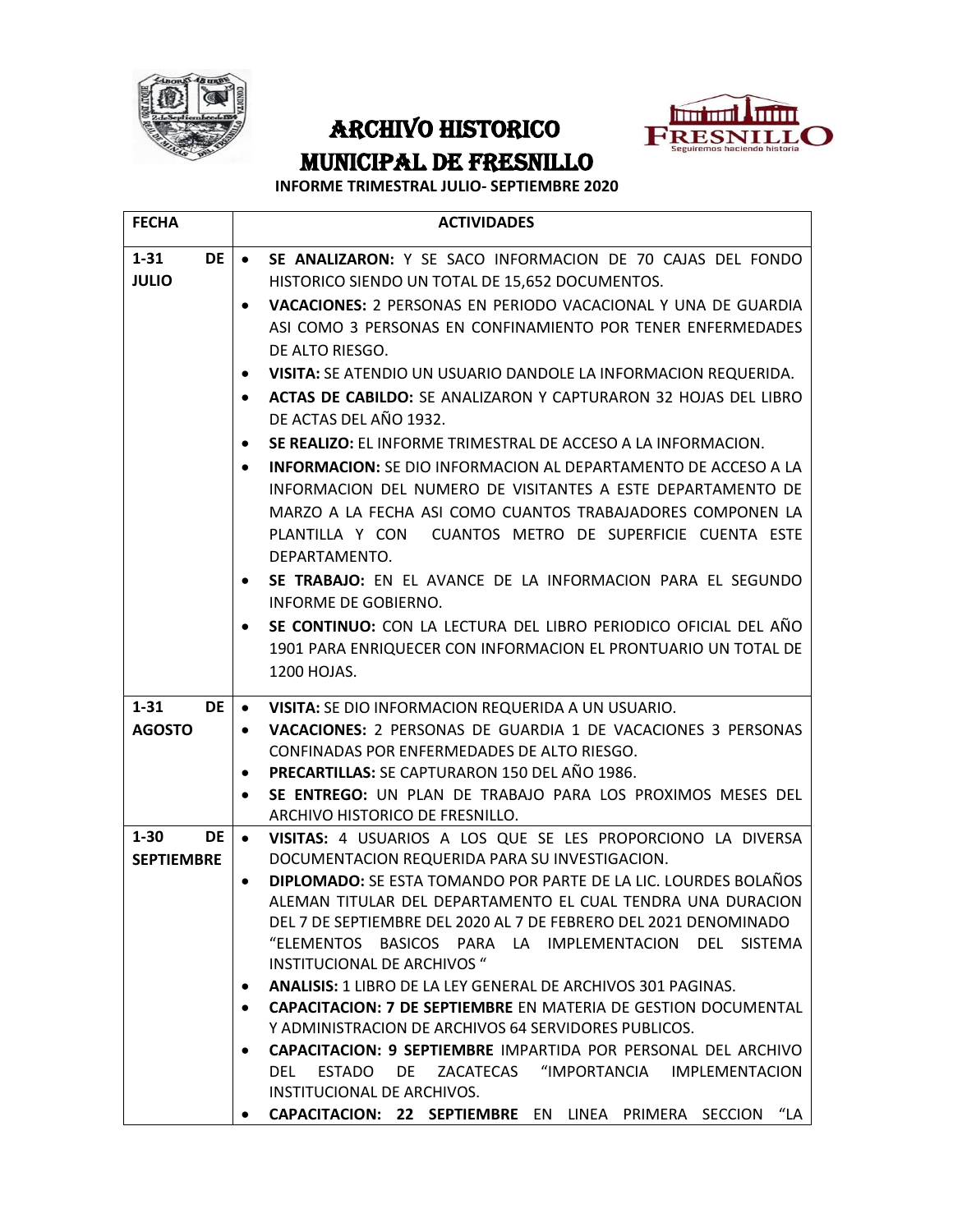# ARCHIVO HISTORICO MUNICIPAL DE FRESNILLO

**INFORME TRIMESTRAL JULIO- SEPTIEMBRE 2020**

| FECHA | ACTIVIDADES |
|---|---|
| **1-31 DE JULIO** | • **SE ANALIZARON:** Y SE SACO INFORMACION DE 70 CAJAS DEL FONDO HISTORICO SIENDO UN TOTAL DE 15,652 DOCUMENTOS.<br>• **VACACIONES:** 2 PERSONAS EN PERIODO VACACIONAL Y UNA DE GUARDIA ASI COMO 3 PERSONAS EN CONFINAMIENTO POR TENER ENFERMEDADES DE ALTO RIESGO.<br>• **VISITA:** SE ATENDIO UN USUARIO DANDOLE LA INFORMACION REQUERIDA.<br>• **ACTAS DE CABILDO:** SE ANALIZARON Y CAPTURARON 32 HOJAS DEL LIBRO DE ACTAS DEL AÑO 1932.<br>• **SE REALIZO:** EL INFORME TRIMESTRAL DE ACCESO A LA INFORMACION.<br>• **INFORMACION:** SE DIO INFORMACION AL DEPARTAMENTO DE ACCESO A LA INFORMACION DEL NUMERO DE VISITANTES A ESTE DEPARTAMENTO DE MARZO A LA FECHA ASI COMO CUANTOS TRABAJADORES COMPONEN LA PLANTILLA Y CON CUANTOS METRO DE SUPERFICIE CUENTA ESTE DEPARTAMENTO.<br>• **SE TRABAJO:** EN EL AVANCE DE LA INFORMACION PARA EL SEGUNDO INFORME DE GOBIERNO.<br>• **SE CONTINUO:** CON LA LECTURA DEL LIBRO PERIODICO OFICIAL DEL AÑO 1901 PARA ENRIQUECER CON INFORMACION EL PRONTUARIO UN TOTAL DE 1200 HOJAS. |
| **1-31 DE AGOSTO** | • **VISITA:** SE DIO INFORMACION REQUERIDA A UN USUARIO.<br>• **VACACIONES:** 2 PERSONAS DE GUARDIA 1 DE VACACIONES 3 PERSONAS CONFINADAS POR ENFERMEDADES DE ALTO RIESGO.<br>• **PRECARTILLAS:** SE CAPTURARON 150 DEL AÑO 1986.<br>• **SE ENTREGO:** UN PLAN DE TRABAJO PARA LOS PROXIMOS MESES DEL ARCHIVO HISTORICO DE FRESNILLO. |
| **1-30 DE SEPTIEMBRE** | • **VISITAS:** 4 USUARIOS A LOS QUE SE LES PROPORCIONO LA DIVERSA DOCUMENTACION REQUERIDA PARA SU INVESTIGACION.<br>• **DIPLOMADO:** SE ESTA TOMANDO POR PARTE DE LA LIC. LOURDES BOLAÑOS ALEMAN TITULAR DEL DEPARTAMENTO EL CUAL TENDRA UNA DURACION DEL 7 DE SEPTIEMBRE DEL 2020 AL 7 DE FEBRERO DEL 2021 DENOMINADO "ELEMENTOS BASICOS PARA LA IMPLEMENTACION DEL SISTEMA INSTITUCIONAL DE ARCHIVOS "<br>• **ANALISIS:** 1 LIBRO DE LA LEY GENERAL DE ARCHIVOS 301 PAGINAS.<br>• **CAPACITACION: 7 DE SEPTIEMBRE** EN MATERIA DE GESTION DOCUMENTAL Y ADMINISTRACION DE ARCHIVOS 64 SERVIDORES PUBLICOS.<br>• **CAPACITACION: 9 SEPTIEMBRE** IMPARTIDA POR PERSONAL DEL ARCHIVO DEL ESTADO DE ZACATECAS "IMPORTANCIA IMPLEMENTACION INSTITUCIONAL DE ARCHIVOS.<br>• **CAPACITACION: 22 SEPTIEMBRE** EN LINEA PRIMERA SECCION "LA |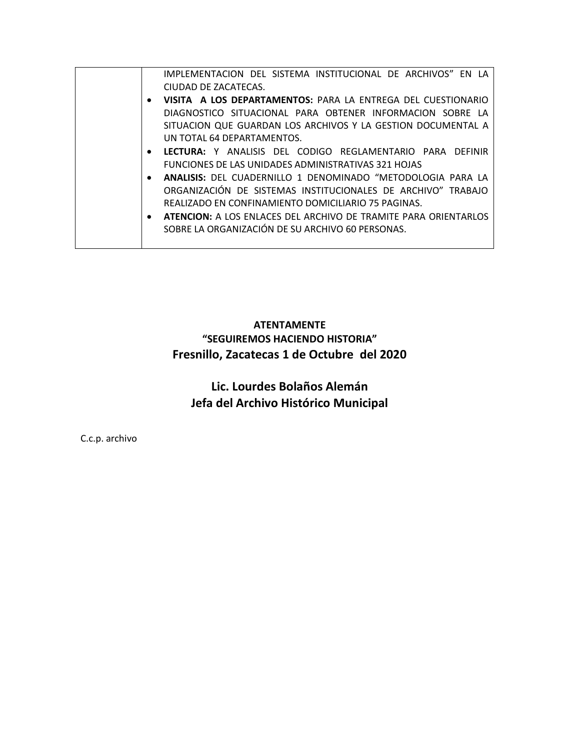| | |
|---|---|
| | IMPLEMENTACION DEL SISTEMA INSTITUCIONAL DE ARCHIVOS" EN LA CIUDAD DE ZACATECAS.<br>• **VISITA A LOS DEPARTAMENTOS:** PARA LA ENTREGA DEL CUESTIONARIO DIAGNOSTICO SITUACIONAL PARA OBTENER INFORMACION SOBRE LA SITUACION QUE GUARDAN LOS ARCHIVOS Y LA GESTION DOCUMENTAL A UN TOTAL 64 DEPARTAMENTOS.<br>• **LECTURA:** Y ANALISIS DEL CODIGO REGLAMENTARIO PARA DEFINIR FUNCIONES DE LAS UNIDADES ADMINISTRATIVAS 321 HOJAS<br>• **ANALISIS:** DEL CUADERNILLO 1 DENOMINADO "METODOLOGIA PARA LA ORGANIZACIÓN DE SISTEMAS INSTITUCIONALES DE ARCHIVO" TRABAJO REALIZADO EN CONFINAMIENTO DOMICILIARIO 75 PAGINAS.<br>• **ATENCION:** A LOS ENLACES DEL ARCHIVO DE TRAMITE PARA ORIENTARLOS SOBRE LA ORGANIZACIÓN DE SU ARCHIVO 60 PERSONAS. |

**ATENTAMENTE**

**"SEGUIREMOS HACIENDO HISTORIA"**

**Fresnillo, Zacatecas 1 de Octubre del 2020**

**Lic. Lourdes Bolaños Alemán**

**Jefa del Archivo Histórico Municipal**

C.c.p. archivo